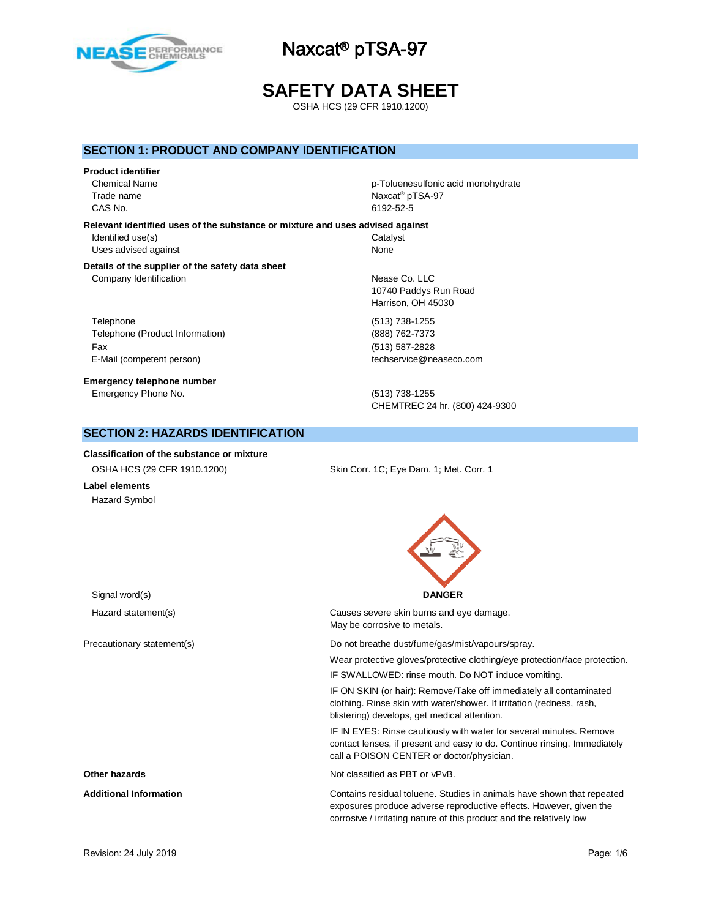# Naxcat® pTSA-97

# SAFETY DATA SHEET

OSHA HCS (29 CFR 1910.1200)

## SECTION 1: PRODUCT AND COMPANY IDENTIFICATION

**Product identifier**

| | |
|---|---|
| Chemical Name | p-Toluenesulfonic acid monohydrate |
| Trade name | Naxcat® pTSA-97 |
| CAS No. | 6192-52-5 |

**Relevant identified uses of the substance or mixture and uses advised against**

| | |
|---|---|
| Identified use(s) | Catalyst |
| Uses advised against | None |

**Details of the supplier of the safety data sheet**

| | |
|---|---|
| Company Identification | Nease Co. LLC<br>10740 Paddys Run Road<br>Harrison, OH 45030 |
| Telephone | (513) 738-1255 |
| Telephone (Product Information) | (888) 762-7373 |
| Fax | (513) 587-2828 |
| E-Mail (competent person) | techservice@neaseco.com |

**Emergency telephone number**

| | |
|---|---|
| Emergency Phone No. | (513) 738-1255<br>CHEMTREC 24 hr. (800) 424-9300 |

## SECTION 2: HAZARDS IDENTIFICATION

**Classification of the substance or mixture**

| | |
|---|---|
| OSHA HCS (29 CFR 1910.1200) | Skin Corr. 1C; Eye Dam. 1; Met. Corr. 1 |

**Label elements**

Hazard Symbol

Signal word(s): **DANGER**

Hazard statement(s): Causes severe skin burns and eye damage.
May be corrosive to metals.

Precautionary statement(s):

Do not breathe dust/fume/gas/mist/vapours/spray.

Wear protective gloves/protective clothing/eye protection/face protection.

IF SWALLOWED: rinse mouth. Do NOT induce vomiting.

IF ON SKIN (or hair): Remove/Take off immediately all contaminated clothing. Rinse skin with water/shower. If irritation (redness, rash, blistering) develops, get medical attention.

IF IN EYES: Rinse cautiously with water for several minutes. Remove contact lenses, if present and easy to do. Continue rinsing. Immediately call a POISON CENTER or doctor/physician.

**Other hazards**: Not classified as PBT or vPvB.

**Additional Information**: Contains residual toluene. Studies in animals have shown that repeated exposures produce adverse reproductive effects. However, given the corrosive / irritating nature of this product and the relatively low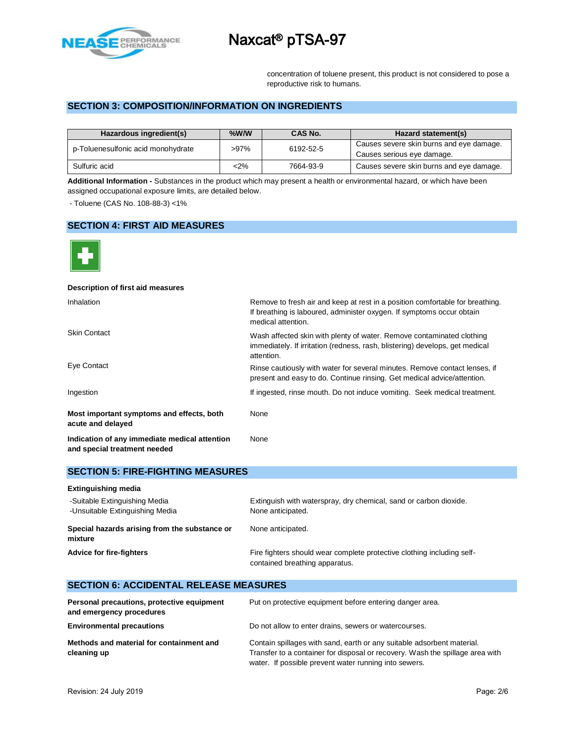concentration of toluene present, this product is not considered to pose a reproductive risk to humans.

## SECTION 3: COMPOSITION/INFORMATION ON INGREDIENTS

| Hazardous ingredient(s) | %W/W | CAS No. | Hazard statement(s) |
|---|---|---|---|
| p-Toluenesulfonic acid monohydrate | >97% | 6192-52-5 | Causes severe skin burns and eye damage. Causes serious eye damage. |
| Sulfuric acid | <2% | 7664-93-9 | Causes severe skin burns and eye damage. |

**Additional Information -** Substances in the product which may present a health or environmental hazard, or which have been assigned occupational exposure limits, are detailed below.

- Toluene (CAS No. 108-88-3) <1%

## SECTION 4: FIRST AID MEASURES

**Description of first aid measures**

| | |
|---|---|
| Inhalation | Remove to fresh air and keep at rest in a position comfortable for breathing. If breathing is laboured, administer oxygen. If symptoms occur obtain medical attention. |
| Skin Contact | Wash affected skin with plenty of water. Remove contaminated clothing immediately. If irritation (redness, rash, blistering) develops, get medical attention. |
| Eye Contact | Rinse cautiously with water for several minutes. Remove contact lenses, if present and easy to do. Continue rinsing. Get medical advice/attention. |
| Ingestion | If ingested, rinse mouth. Do not induce vomiting. Seek medical treatment. |

**Most important symptoms and effects, both acute and delayed:** None

**Indication of any immediate medical attention and special treatment needed:** None

## SECTION 5: FIRE-FIGHTING MEASURES

**Extinguishing media**

| | |
|---|---|
| -Suitable Extinguishing Media | Extinguish with waterspray, dry chemical, sand or carbon dioxide. |
| -Unsuitable Extinguishing Media | None anticipated. |

**Special hazards arising from the substance or mixture:** None anticipated.

**Advice for fire-fighters:** Fire fighters should wear complete protective clothing including self-contained breathing apparatus.

## SECTION 6: ACCIDENTAL RELEASE MEASURES

**Personal precautions, protective equipment and emergency procedures:** Put on protective equipment before entering danger area.

**Environmental precautions:** Do not allow to enter drains, sewers or watercourses.

**Methods and material for containment and cleaning up:** Contain spillages with sand, earth or any suitable adsorbent material. Transfer to a container for disposal or recovery. Wash the spillage area with water. If possible prevent water running into sewers.

Revision: 24 July 2019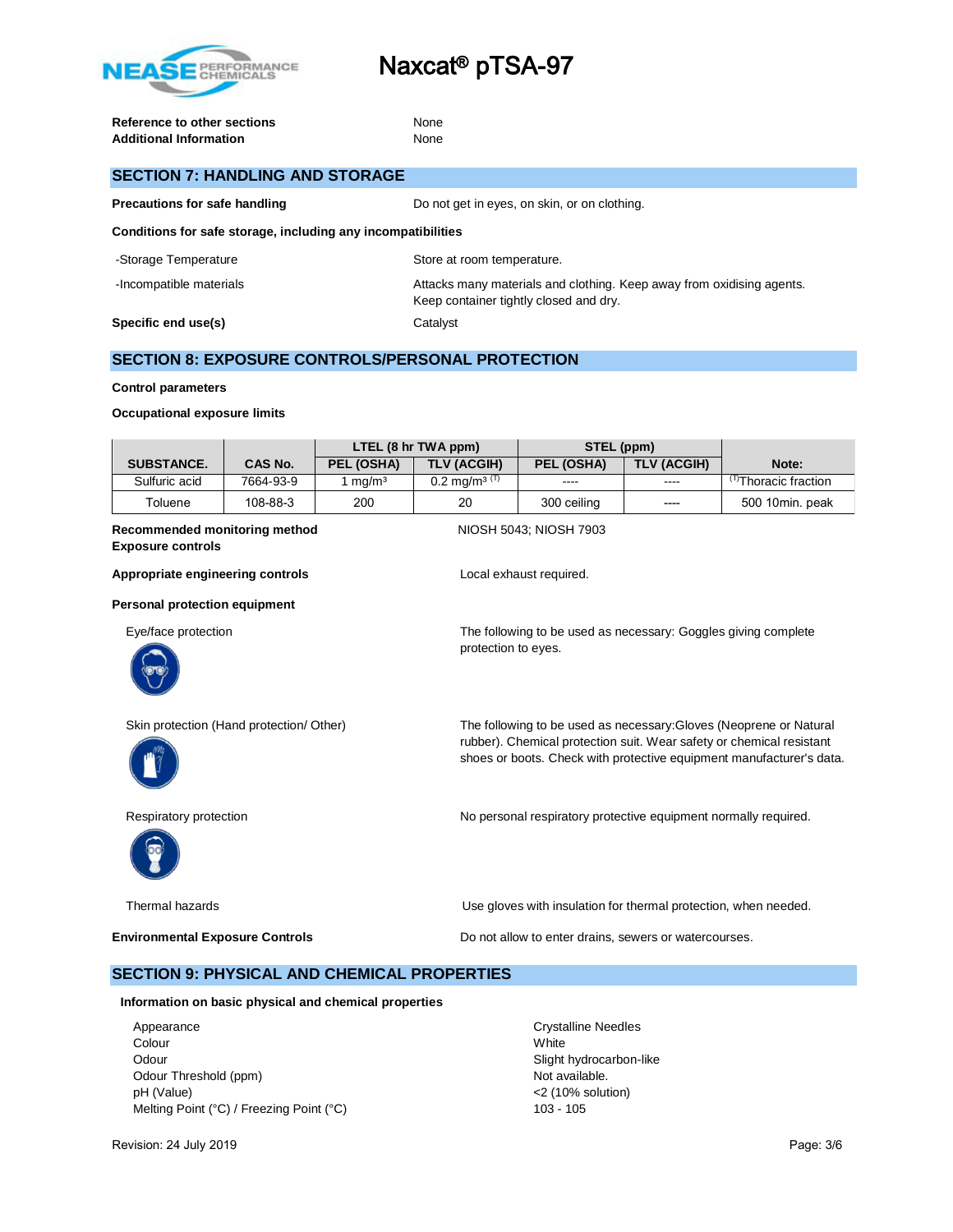| | |
|---|---|
| **Reference to other sections** | None |
| **Additional Information** | None |

## SECTION 7: HANDLING AND STORAGE

| | |
|---|---|
| **Precautions for safe handling** | Do not get in eyes, on skin, or on clothing. |

**Conditions for safe storage, including any incompatibilities**

| | |
|---|---|
| -Storage Temperature | Store at room temperature. |
| -Incompatible materials | Attacks many materials and clothing. Keep away from oxidising agents. Keep container tightly closed and dry. |
| **Specific end use(s)** | Catalyst |

## SECTION 8: EXPOSURE CONTROLS/PERSONAL PROTECTION

**Control parameters**

**Occupational exposure limits**

| SUBSTANCE. | CAS No. | LTEL (8 hr TWA ppm) | | STEL (ppm) | | Note: |
|---|---|---|---|---|---|---|
| | | PEL (OSHA) | TLV (ACGIH) | PEL (OSHA) | TLV (ACGIH) | |
| Sulfuric acid | 7664-93-9 | 1 mg/m³ | 0.2 mg/m³ (T) | ---- | ---- | (T)Thoracic fraction |
| Toluene | 108-88-3 | 200 | 20 | 300 ceiling | ---- | 500 10min. peak |

| | |
|---|---|
| **Recommended monitoring method** | NIOSH 5043; NIOSH 7903 |

**Exposure controls**

| | |
|---|---|
| **Appropriate engineering controls** | Local exhaust required. |

**Personal protection equipment**

| | |
|---|---|
| Eye/face protection | The following to be used as necessary: Goggles giving complete protection to eyes. |
| Skin protection (Hand protection/ Other) | The following to be used as necessary:Gloves (Neoprene or Natural rubber). Chemical protection suit. Wear safety or chemical resistant shoes or boots. Check with protective equipment manufacturer's data. |
| Respiratory protection | No personal respiratory protective equipment normally required. |
| Thermal hazards | Use gloves with insulation for thermal protection, when needed. |
| **Environmental Exposure Controls** | Do not allow to enter drains, sewers or watercourses. |

## SECTION 9: PHYSICAL AND CHEMICAL PROPERTIES

**Information on basic physical and chemical properties**

| | |
|---|---|
| Appearance | Crystalline Needles |
| Colour | White |
| Odour | Slight hydrocarbon-like |
| Odour Threshold (ppm) | Not available. |
| pH (Value) | <2 (10% solution) |
| Melting Point (°C) / Freezing Point (°C) | 103 - 105 |

Revision: 24 July 2019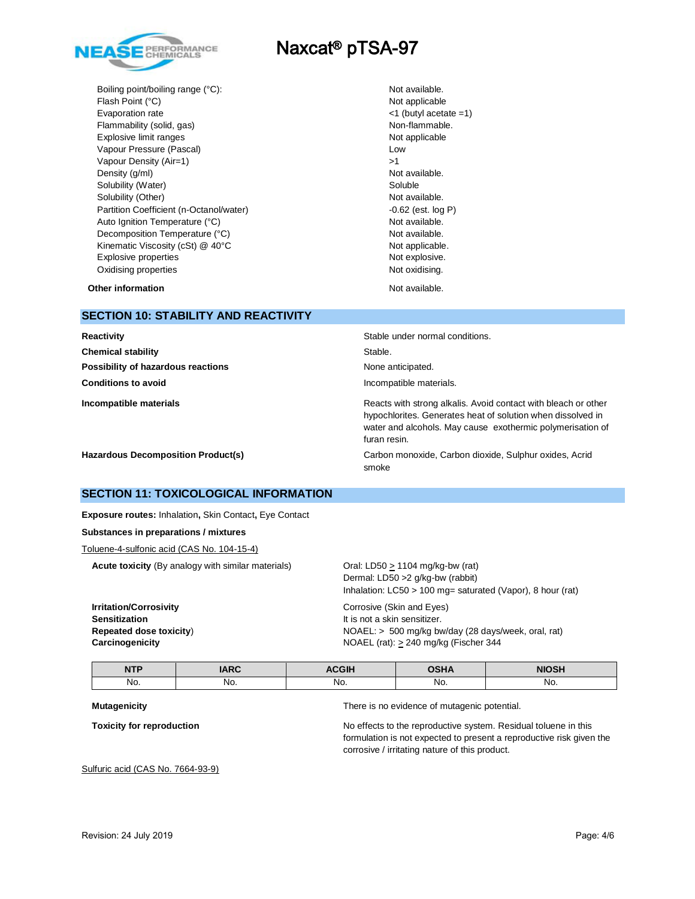| | |
|---|---|
| Boiling point/boiling range (°C): | Not available. |
| Flash Point (°C) | Not applicable |
| Evaporation rate | <1 (butyl acetate =1) |
| Flammability (solid, gas) | Non-flammable. |
| Explosive limit ranges | Not applicable |
| Vapour Pressure (Pascal) | Low |
| Vapour Density (Air=1) | >1 |
| Density (g/ml) | Not available. |
| Solubility (Water) | Soluble |
| Solubility (Other) | Not available. |
| Partition Coefficient (n-Octanol/water) | -0.62 (est. log P) |
| Auto Ignition Temperature (°C) | Not available. |
| Decomposition Temperature (°C) | Not available. |
| Kinematic Viscosity (cSt) @ 40°C | Not applicable. |
| Explosive properties | Not explosive. |
| Oxidising properties | Not oxidising. |

**Other information** — Not available.

## SECTION 10: STABILITY AND REACTIVITY

**Reactivity** — Stable under normal conditions.

**Chemical stability** — Stable.

**Possibility of hazardous reactions** — None anticipated.

**Conditions to avoid** — Incompatible materials.

**Incompatible materials** — Reacts with strong alkalis. Avoid contact with bleach or other hypochlorites. Generates heat of solution when dissolved in water and alcohols. May cause exothermic polymerisation of furan resin.

**Hazardous Decomposition Product(s)** — Carbon monoxide, Carbon dioxide, Sulphur oxides, Acrid smoke

## SECTION 11: TOXICOLOGICAL INFORMATION

**Exposure routes:** Inhalation**,** Skin Contact**,** Eye Contact

**Substances in preparations / mixtures**

Toluene-4-sulfonic acid (CAS No. 104-15-4)

**Acute toxicity** (By analogy with similar materials)
Oral: LD50 ≥ 1104 mg/kg-bw (rat)
Dermal: LD50 >2 g/kg-bw (rabbit)
Inhalation: LC50 > 100 mg= saturated (Vapor), 8 hour (rat)

**Irritation/Corrosivity** — Corrosive (Skin and Eyes)

**Sensitization** — It is not a skin sensitizer.

**Repeated dose toxicity**) — NOAEL: > 500 mg/kg bw/day (28 days/week, oral, rat)

**Carcinogenicity** — NOAEL (rat): ≥ 240 mg/kg (Fischer 344

| NTP | IARC | ACGIH | OSHA | NIOSH |
|---|---|---|---|---|
| No. | No. | No. | No. | No. |

**Mutagenicity** — There is no evidence of mutagenic potential.

**Toxicity for reproduction** — No effects to the reproductive system. Residual toluene in this formulation is not expected to present a reproductive risk given the corrosive / irritating nature of this product.

Sulfuric acid (CAS No. 7664-93-9)

Revision: 24 July 2019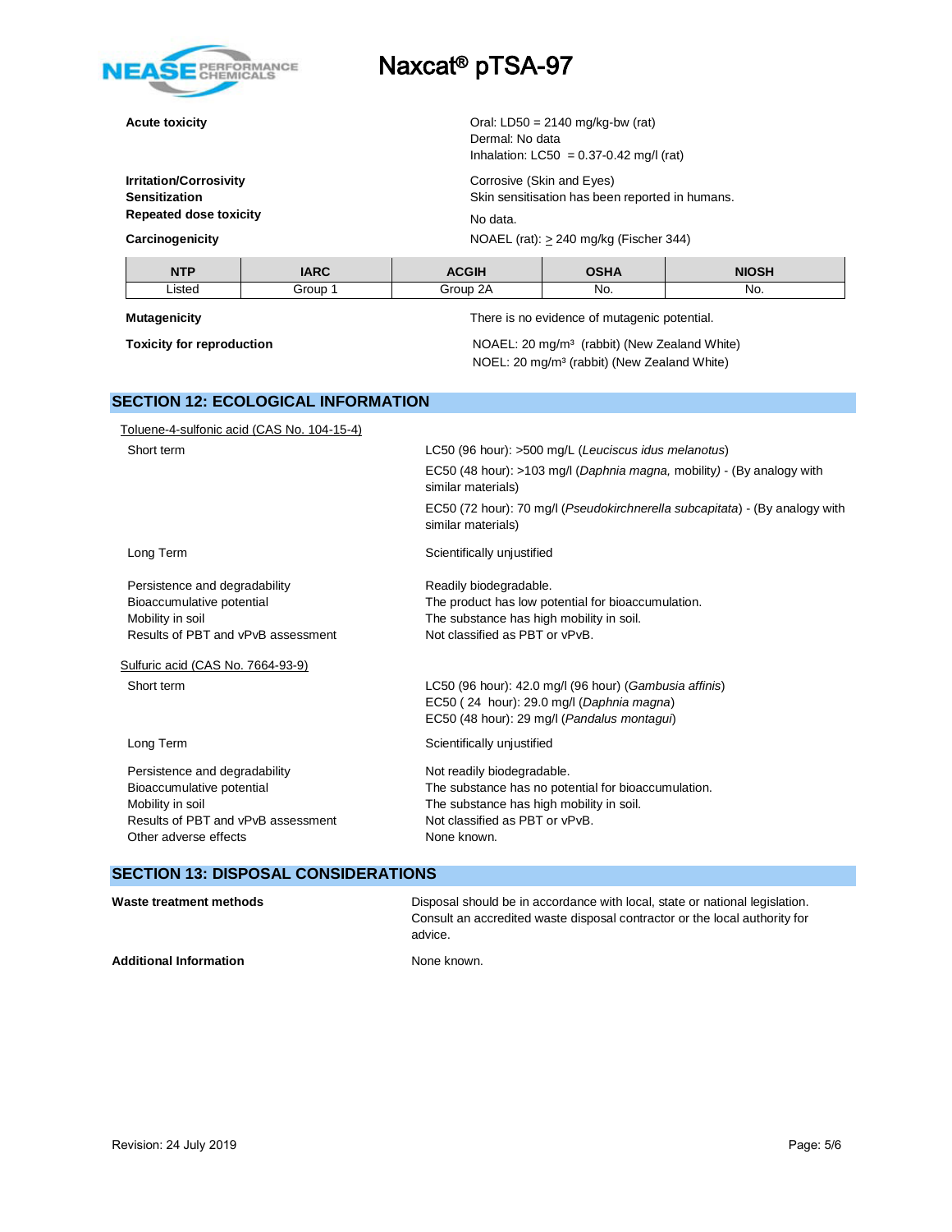**Acute toxicity**

Oral: LD50 = 2140 mg/kg-bw (rat)
Dermal: No data
Inhalation: LC50 = 0.37-0.42 mg/l (rat)

**Irritation/Corrosivity**: Corrosive (Skin and Eyes)

**Sensitization**: Skin sensitisation has been reported in humans.

**Repeated dose toxicity**: No data.

**Carcinogenicity**: NOAEL (rat): ≥ 240 mg/kg (Fischer 344)

| NTP | IARC | ACGIH | OSHA | NIOSH |
|---|---|---|---|---|
| Listed | Group 1 | Group 2A | No. | No. |

**Mutagenicity**: There is no evidence of mutagenic potential.

**Toxicity for reproduction**

NOAEL: 20 mg/m³ (rabbit) (New Zealand White)
NOEL: 20 mg/m³ (rabbit) (New Zealand White)

## SECTION 12: ECOLOGICAL INFORMATION

Toluene-4-sulfonic acid (CAS No. 104-15-4)

Short term

LC50 (96 hour): >500 mg/L (*Leuciscus idus melanotus*)

EC50 (48 hour): >103 mg/l (*Daphnia magna,* mobility) - (By analogy with similar materials)

EC50 (72 hour): 70 mg/l (*Pseudokirchnerella subcapitata*) - (By analogy with similar materials)

Long Term: Scientifically unjustified

Persistence and degradability: Readily biodegradable.
Bioaccumulative potential: The product has low potential for bioaccumulation.
Mobility in soil: The substance has high mobility in soil.
Results of PBT and vPvB assessment: Not classified as PBT or vPvB.

Sulfuric acid (CAS No. 7664-93-9)

Short term

LC50 (96 hour): 42.0 mg/l (96 hour) (*Gambusia affinis*)
EC50 ( 24 hour): 29.0 mg/l (*Daphnia magna*)
EC50 (48 hour): 29 mg/l (*Pandalus montagui*)

Long Term: Scientifically unjustified

Persistence and degradability: Not readily biodegradable.
Bioaccumulative potential: The substance has no potential for bioaccumulation.
Mobility in soil: The substance has high mobility in soil.
Results of PBT and vPvB assessment: Not classified as PBT or vPvB.
Other adverse effects: None known.

## SECTION 13: DISPOSAL CONSIDERATIONS

**Waste treatment methods**: Disposal should be in accordance with local, state or national legislation. Consult an accredited waste disposal contractor or the local authority for advice.

**Additional Information**: None known.

Revision: 24 July 2019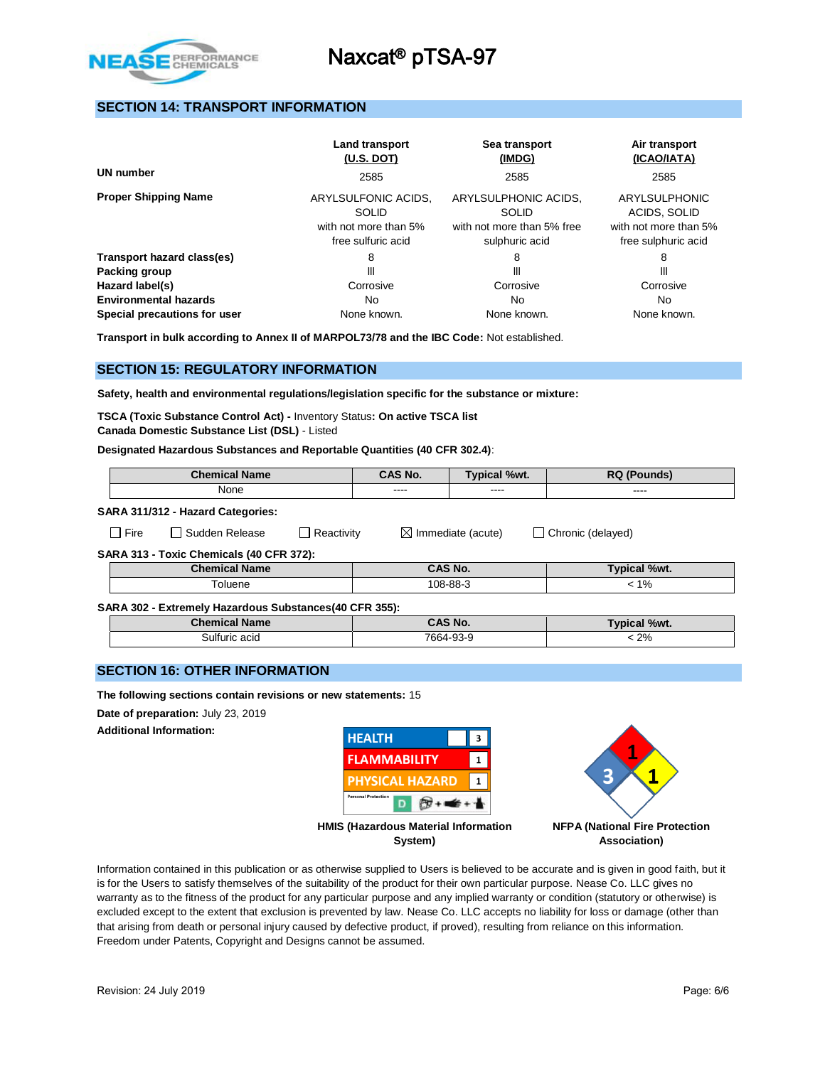## SECTION 14: TRANSPORT INFORMATION

| | Land transport (U.S. DOT) | Sea transport (IMDG) | Air transport (ICAO/IATA) |
|---|---|---|---|
| **UN number** | 2585 | 2585 | 2585 |
| **Proper Shipping Name** | ARYLSULFONIC ACIDS, SOLID with not more than 5% free sulfuric acid | ARYLSULPHONIC ACIDS, SOLID with not more than 5% free sulphuric acid | ARYLSULPHONIC ACIDS, SOLID with not more than 5% free sulphuric acid |
| **Transport hazard class(es)** | 8 | 8 | 8 |
| **Packing group** | III | III | III |
| **Hazard label(s)** | Corrosive | Corrosive | Corrosive |
| **Environmental hazards** | No | No | No |
| **Special precautions for user** | None known. | None known. | None known. |

**Transport in bulk according to Annex II of MARPOL73/78 and the IBC Code:** Not established.

## SECTION 15: REGULATORY INFORMATION

**Safety, health and environmental regulations/legislation specific for the substance or mixture:**

**TSCA (Toxic Substance Control Act) -** Inventory Status**: On active TSCA list**
**Canada Domestic Substance List (DSL)** - Listed

**Designated Hazardous Substances and Reportable Quantities (40 CFR 302.4)**:

| Chemical Name | CAS No. | Typical %wt. | RQ (Pounds) |
|---|---|---|---|
| None | ---- | ---- | ---- |

**SARA 311/312 - Hazard Categories:**

☐ Fire ☐ Sudden Release ☐ Reactivity ☒ Immediate (acute) ☐ Chronic (delayed)

**SARA 313 - Toxic Chemicals (40 CFR 372):**

| Chemical Name | CAS No. | Typical %wt. |
|---|---|---|
| Toluene | 108-88-3 | < 1% |

**SARA 302 - Extremely Hazardous Substances(40 CFR 355):**

| Chemical Name | CAS No. | Typical %wt. |
|---|---|---|
| Sulfuric acid | 7664-93-9 | < 2% |

## SECTION 16: OTHER INFORMATION

**The following sections contain revisions or new statements:** 15

**Date of preparation:** July 23, 2019

**Additional Information:**

HEALTH 3
FLAMMABILITY 1
PHYSICAL HAZARD 1
Personal Protection D

**HMIS (Hazardous Material Information System)**

3
1
1

**NFPA (National Fire Protection Association)**

Information contained in this publication or as otherwise supplied to Users is believed to be accurate and is given in good faith, but it is for the Users to satisfy themselves of the suitability of the product for their own particular purpose. Nease Co. LLC gives no warranty as to the fitness of the product for any particular purpose and any implied warranty or condition (statutory or otherwise) is excluded except to the extent that exclusion is prevented by law. Nease Co. LLC accepts no liability for loss or damage (other than that arising from death or personal injury caused by defective product, if proved), resulting from reliance on this information. Freedom under Patents, Copyright and Designs cannot be assumed.

Revision: 24 July 2019